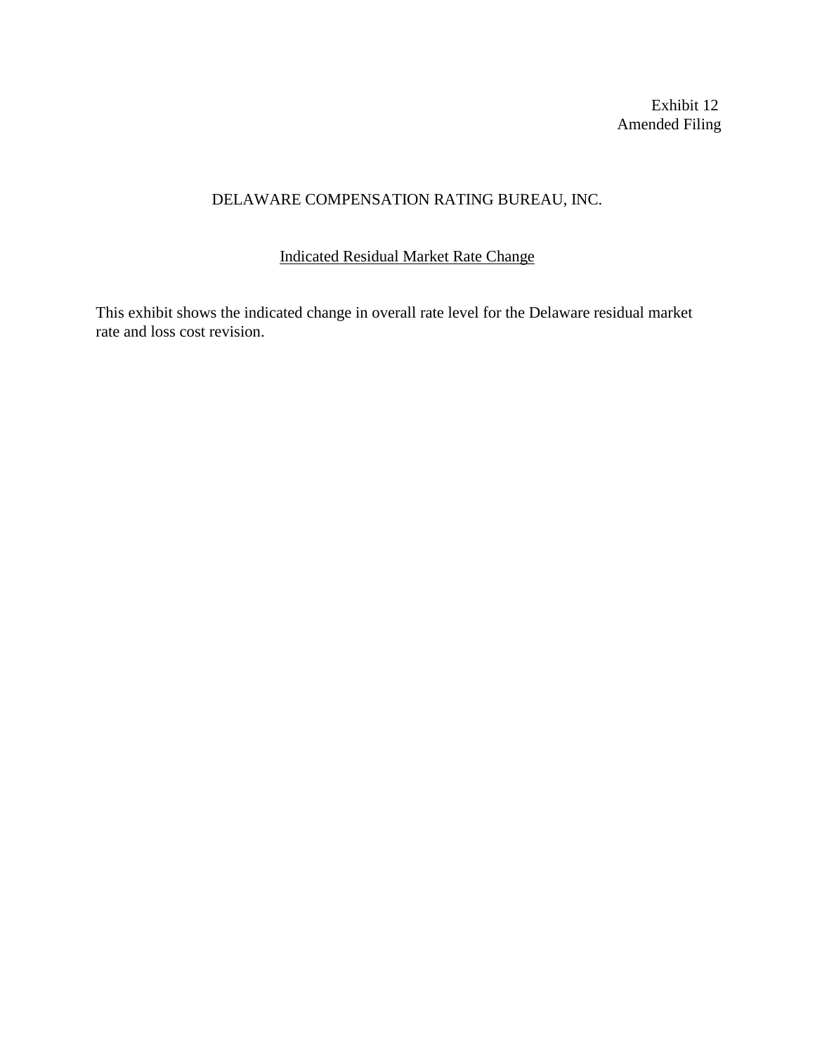Exhibit 12
Amended Filing

# DELAWARE COMPENSATION RATING BUREAU, INC.

## Indicated Residual Market Rate Change

This exhibit shows the indicated change in overall rate level for the Delaware residual market rate and loss cost revision.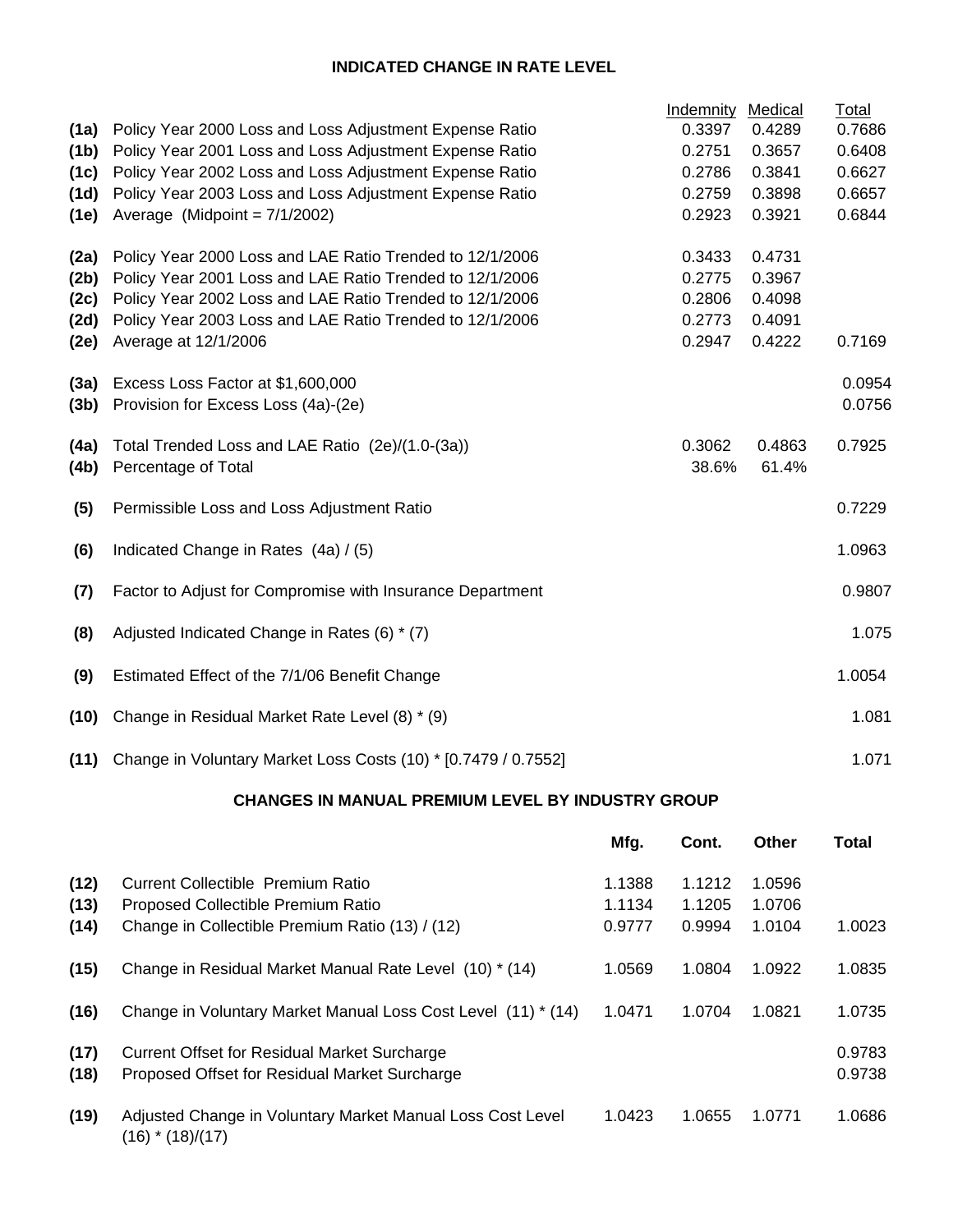**INDICATED CHANGE IN RATE LEVEL**

| | | Indemnity | Medical | Total |
|---|---|---|---|---|
| **(1a)** | Policy Year 2000 Loss and Loss Adjustment Expense Ratio | 0.3397 | 0.4289 | 0.7686 |
| **(1b)** | Policy Year 2001 Loss and Loss Adjustment Expense Ratio | 0.2751 | 0.3657 | 0.6408 |
| **(1c)** | Policy Year 2002 Loss and Loss Adjustment Expense Ratio | 0.2786 | 0.3841 | 0.6627 |
| **(1d)** | Policy Year 2003 Loss and Loss Adjustment Expense Ratio | 0.2759 | 0.3898 | 0.6657 |
| **(1e)** | Average (Midpoint = 7/1/2002) | 0.2923 | 0.3921 | 0.6844 |
| **(2a)** | Policy Year 2000 Loss and LAE Ratio Trended to 12/1/2006 | 0.3433 | 0.4731 | |
| **(2b)** | Policy Year 2001 Loss and LAE Ratio Trended to 12/1/2006 | 0.2775 | 0.3967 | |
| **(2c)** | Policy Year 2002 Loss and LAE Ratio Trended to 12/1/2006 | 0.2806 | 0.4098 | |
| **(2d)** | Policy Year 2003 Loss and LAE Ratio Trended to 12/1/2006 | 0.2773 | 0.4091 | |
| **(2e)** | Average at 12/1/2006 | 0.2947 | 0.4222 | 0.7169 |
| **(3a)** | Excess Loss Factor at $1,600,000 | | | 0.0954 |
| **(3b)** | Provision for Excess Loss (4a)-(2e) | | | 0.0756 |
| **(4a)** | Total Trended Loss and LAE Ratio (2e)/(1.0-(3a)) | 0.3062 | 0.4863 | 0.7925 |
| **(4b)** | Percentage of Total | 38.6% | 61.4% | |
| **(5)** | Permissible Loss and Loss Adjustment Ratio | | | 0.7229 |
| **(6)** | Indicated Change in Rates (4a) / (5) | | | 1.0963 |
| **(7)** | Factor to Adjust for Compromise with Insurance Department | | | 0.9807 |
| **(8)** | Adjusted Indicated Change in Rates (6) * (7) | | | 1.075 |
| **(9)** | Estimated Effect of the 7/1/06 Benefit Change | | | 1.0054 |
| **(10)** | Change in Residual Market Rate Level (8) * (9) | | | 1.081 |
| **(11)** | Change in Voluntary Market Loss Costs (10) * [0.7479 / 0.7552] | | | 1.071 |

**CHANGES IN MANUAL PREMIUM LEVEL BY INDUSTRY GROUP**

| | | Mfg. | Cont. | Other | Total |
|---|---|---|---|---|---|
| **(12)** | Current Collectible Premium Ratio | 1.1388 | 1.1212 | 1.0596 | |
| **(13)** | Proposed Collectible Premium Ratio | 1.1134 | 1.1205 | 1.0706 | |
| **(14)** | Change in Collectible Premium Ratio (13) / (12) | 0.9777 | 0.9994 | 1.0104 | 1.0023 |
| **(15)** | Change in Residual Market Manual Rate Level (10) * (14) | 1.0569 | 1.0804 | 1.0922 | 1.0835 |
| **(16)** | Change in Voluntary Market Manual Loss Cost Level (11) * (14) | 1.0471 | 1.0704 | 1.0821 | 1.0735 |
| **(17)** | Current Offset for Residual Market Surcharge | | | | 0.9783 |
| **(18)** | Proposed Offset for Residual Market Surcharge | | | | 0.9738 |
| **(19)** | Adjusted Change in Voluntary Market Manual Loss Cost Level (16) * (18)/(17) | 1.0423 | 1.0655 | 1.0771 | 1.0686 |